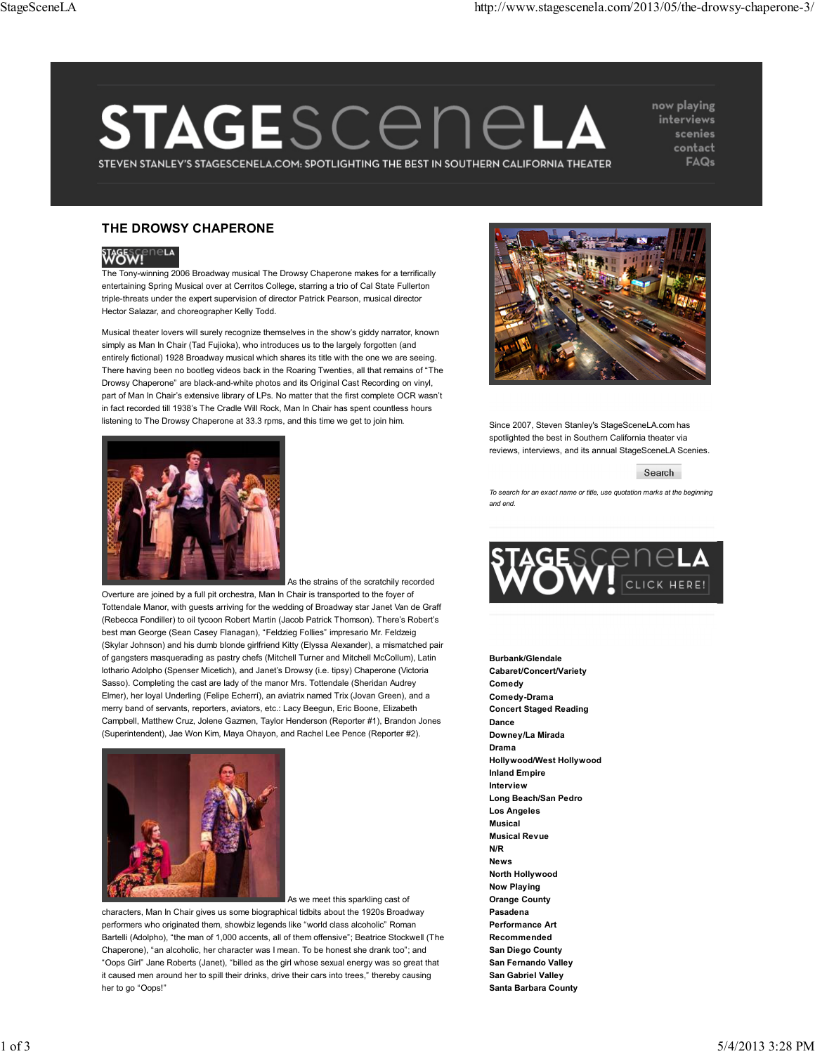# THE DROWSY CHAPERONE

The Tony-winning 2006 Broadway musical The Drowsy Chaperone makes for a terrifically entertaining Spring Musical over at Cerritos College, starring a trio of Cal State Fullerton triple-threats under the expert supervision of director Patrick Pearson, musical director Hector Salazar, and choreographer Kelly Todd.

Musical theater lovers will surely recognize themselves in the show's giddy narrator, known simply as Man In Chair (Tad Fujioka), who introduces us to the largely forgotten (and entirely fictional) 1928 Broadway musical which shares its title with the one we are seeing. There having been no bootleg videos back in the Roaring Twenties, all that remains of "The Drowsy Chaperone" are black-and-white photos and its Original Cast Recording on vinyl, part of Man In Chair's extensive library of LPs. No matter that the first complete OCR wasn't in fact recorded till 1938's The Cradle Will Rock, Man In Chair has spent countless hours listening to The Drowsy Chaperone at 33.3 rpms, and this time we get to join him.

As the strains of the scratchily recorded Overture are joined by a full pit orchestra, Man In Chair is transported to the foyer of Tottendale Manor, with guests arriving for the wedding of Broadway star Janet Van de Graff (Rebecca Fondiller) to oil tycoon Robert Martin (Jacob Patrick Thomson). There's Robert's best man George (Sean Casey Flanagan), "Feldzeig Follies" impresario Mr. Feldzeig (Skylar Johnson) and his dumb blonde girlfriend Kitty (Elyssa Alexander), a mismatched pair of gangsters masquerading as pastry chefs (Mitchell Turner and Mitchell McCollum), Latin lothario Adolpho (Spenser Micetich), and Janet's Drowsy (i.e. tipsy) Chaperone (Victoria Sasso). Completing the cast are lady of the manor Mrs. Tottendale (Sheridan Audrey Elmer), her loyal Underling (Felipe Echerri), an aviatrix named Trix (Jovan Green), and a merry band of servants, reporters, aviators, etc.: Lacy Beegun, Eric Boone, Elizabeth Campbell, Matthew Cruz, Jolene Gazmen, Taylor Henderson (Reporter #1), Brandon Jones (Superintendent), Jae Won Kim, Maya Ohayon, and Rachel Lee Pence (Reporter #2).

As we meet this sparkling cast of characters, Man In Chair gives us some biographical tidbits about the 1920s Broadway performers who originated them, showbiz legends like "world class alcoholic" Roman Bartelli (Adolpho), "the man of 1,000 accents, all of them offensive"; Beatrice Stockwell (The Chaperone), "an alcoholic, her character was I mean. To be honest she drank too"; and "Oops Girl" Jane Roberts (Janet), "billed as the girl whose sexual energy was so great that it caused men around her to spill their drinks, drive their cars into trees," thereby causing her to go "Oops!"

Since 2007, Steven Stanley's StageSceneLA.com has spotlighted the best in Southern California theater via reviews, interviews, and its annual StageSceneLA Scenies.

*To search for an exact name or title, use quotation marks at the beginning and end.*

**Burbank/Glendale**
**Cabaret/Concert/Variety**
**Comedy**
**Comedy-Drama**
**Concert Staged Reading**
**Dance**
**Downey/La Mirada**
**Drama**
**Hollywood/West Hollywood**
**Inland Empire**
**Interview**
**Long Beach/San Pedro**
**Los Angeles**
**Musical**
**Musical Revue**
**N/R**
**News**
**North Hollywood**
**Now Playing**
**Orange County**
**Pasadena**
**Performance Art**
**Recommended**
**San Diego County**
**San Fernando Valley**
**San Gabriel Valley**
**Santa Barbara County**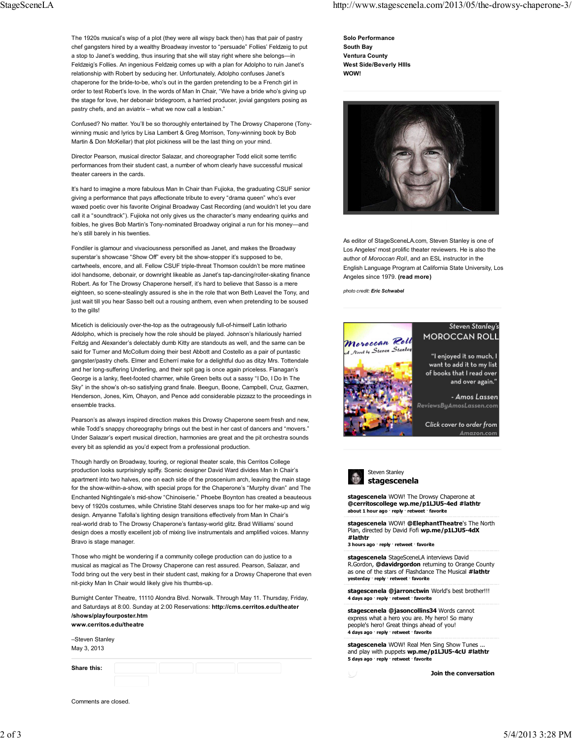The 1920s musical's wisp of a plot (they were all wispy back then) has that pair of pastry chef gangsters hired by a wealthy Broadway investor to "persuade" Follies' Feldzeig to put a stop to Janet's wedding, thus insuring that she will stay right where she belongs—in Feldzeig's Follies. An ingenious Feldzeig comes up with a plan for Adolpho to ruin Janet's relationship with Robert by seducing her. Unfortunately, Adolpho confuses Janet's chaperone for the bride-to-be, who's out in the garden pretending to be a French girl in order to test Robert's love. In the words of Man In Chair, "We have a bride who's giving up the stage for love, her debonair bridegroom, a harried producer, jovial gangsters posing as pastry chefs, and an aviatrix – what we now call a lesbian."

Confused? No matter. You'll be so thoroughly entertained by The Drowsy Chaperone (Tony-winning music and lyrics by Lisa Lambert & Greg Morrison, Tony-winning book by Bob Martin & Don McKellar) that plot pickiness will be the last thing on your mind.

Director Pearson, musical director Salazar, and choreographer Todd elicit some terrific performances from their student cast, a number of whom clearly have successful musical theater careers in the cards.

It's hard to imagine a more fabulous Man In Chair than Fujioka, the graduating CSUF senior giving a performance that pays affectionate tribute to every "drama queen" who's ever waxed poetic over his favorite Original Broadway Cast Recording (and wouldn't let you dare call it a "soundtrack"). Fujioka not only gives us the character's many endearing quirks and foibles, he gives Bob Martin's Tony-nominated Broadway original a run for his money—and he's still barely in his twenties.

Fondiler is glamour and vivaciousness personified as Janet, and makes the Broadway superstar's showcase "Show Off" every bit the show-stopper it's supposed to be, cartwheels, encore, and all. Fellow CSUF triple-threat Thomson couldn't be more matinee idol handsome, debonair, or downright likeable as Janet's tap-dancing/roller-skating finance Robert. As for The Drowsy Chaperone herself, it's hard to believe that Sasso is a mere eighteen, so scene-stealingly assured is she in the role that won Beth Leavel the Tony, and just wait till you hear Sasso belt out a rousing anthem, even when pretending to be soused to the gills!

Micetich is deliciously over-the-top as the outrageously full-of-himself Latin lothario Aldolpho, which is precisely how the role should be played. Johnson's hilariously harried Feltzig and Alexander's delectably dumb Kitty are standouts as well, and the same can be said for Turner and McCollum doing their best Abbott and Costello as a pair of puntastic gangster/pastry chefs. Elmer and Echerrí make for a delightful duo as ditzy Mrs. Tottendale and her long-suffering Underling, and their spit gag is once again priceless. Flanagan's George is a lanky, fleet-footed charmer, while Green belts out a sassy "I Do, I Do In The Sky" in the show's oh-so satisfying grand finale. Beegun, Boone, Campbell, Cruz, Gazmen, Henderson, Jones, Kim, Ohayon, and Pence add considerable pizzazz to the proceedings in ensemble tracks.

Pearson's as always inspired direction makes this Drowsy Chaperone seem fresh and new, while Todd's snappy choreography brings out the best in her cast of dancers and "movers." Under Salazar's expert musical direction, harmonies are great and the pit orchestra sounds every bit as splendid as you'd expect from a professional production.

Though hardly on Broadway, touring, or regional theater scale, this Cerritos College production looks surprisingly spiffy. Scenic designer David Ward divides Man In Chair's apartment into two halves, one on each side of the proscenium arch, leaving the main stage for the show-within-a-show, with special props for the Chaperone's "Murphy divan" and The Enchanted Nightingale's mid-show "Chinoiserie." Phoebe Boynton has created a beauteous bevy of 1920s costumes, while Christine Stahl deserves snaps too for her make-up and wig design. Amyanne Tafolla's lighting design transitions effectively from Man In Chair's real-world drab to The Drowsy Chaperone's fantasy-world glitz. Brad Williams' sound design does a mostly excellent job of mixing live instrumentals and amplified voices. Manny Bravo is stage manager.

Those who might be wondering if a community college production can do justice to a musical as magical as The Drowsy Chaperone can rest assured. Pearson, Salazar, and Todd bring out the very best in their student cast, making for a Drowsy Chaperone that even nit-picky Man In Chair would likely give his thumbs-up.

Burnight Center Theatre, 11110 Alondra Blvd. Norwalk. Through May 11. Thursday, Friday, and Saturdays at 8:00. Sunday at 2:00 Reservations: **http://cms.cerritos.edu/theater/shows/playfourposter.htm**
**www.cerritos.edu/theatre**

–Steven Stanley
May 3, 2013

**Share this:**

Comments are closed.

**Solo Performance**
**South Bay**
**Ventura County**
**West Side/Beverly HIlls**
**WOW!**

As editor of StageSceneLA.com, Steven Stanley is one of Los Angeles' most prolific theater reviewers. He is also the author of *Moroccan Roll*, and an ESL instructor in the English Language Program at California State University, Los Angeles since 1979. **(read more)**

*photo credit: **Eric Schwabel***

Steven Stanley's MOROCCAN ROLL

"I enjoyed it so much, I want to add it to my list of books that I read over and over again."

- Amos Lassen
ReviewsByAmosLassen.com

Click cover to order from Amazon.com

Steven Stanley
**stagescenela**

**stagescenela** WOW! The Drowsy Chaperone at **@cerritoscollege wp.me/p1LJU5-4ed #lathtr**
about 1 hour ago · reply · retweet · favorite

**stagescenela** WOW! **@ElephantTheatre**'s The North Plan, directed by David Fofi **wp.me/p1LJU5-4dX #lathtr**
3 hours ago · reply · retweet · favorite

**stagescenela** StageSceneLA interviews David R.Gordon, **@davidrgordon** returning to Orange County as one of the stars of Flashdance The Musical **#lathtr**
yesterday · reply · retweet · favorite

**stagescenela @jarronctwin** World's best brother!!!
4 days ago · reply · retweet · favorite

**stagescenela @jasoncollins34** Words cannot express what a hero you are. My hero! So many people's hero! Great things ahead of you!
4 days ago · reply · retweet · favorite

**stagescenela** WOW! Real Men Sing Show Tunes ... and play with puppets **wp.me/p1LJU5-4cU #lathtr**
5 days ago · reply · retweet · favorite

**Join the conversation**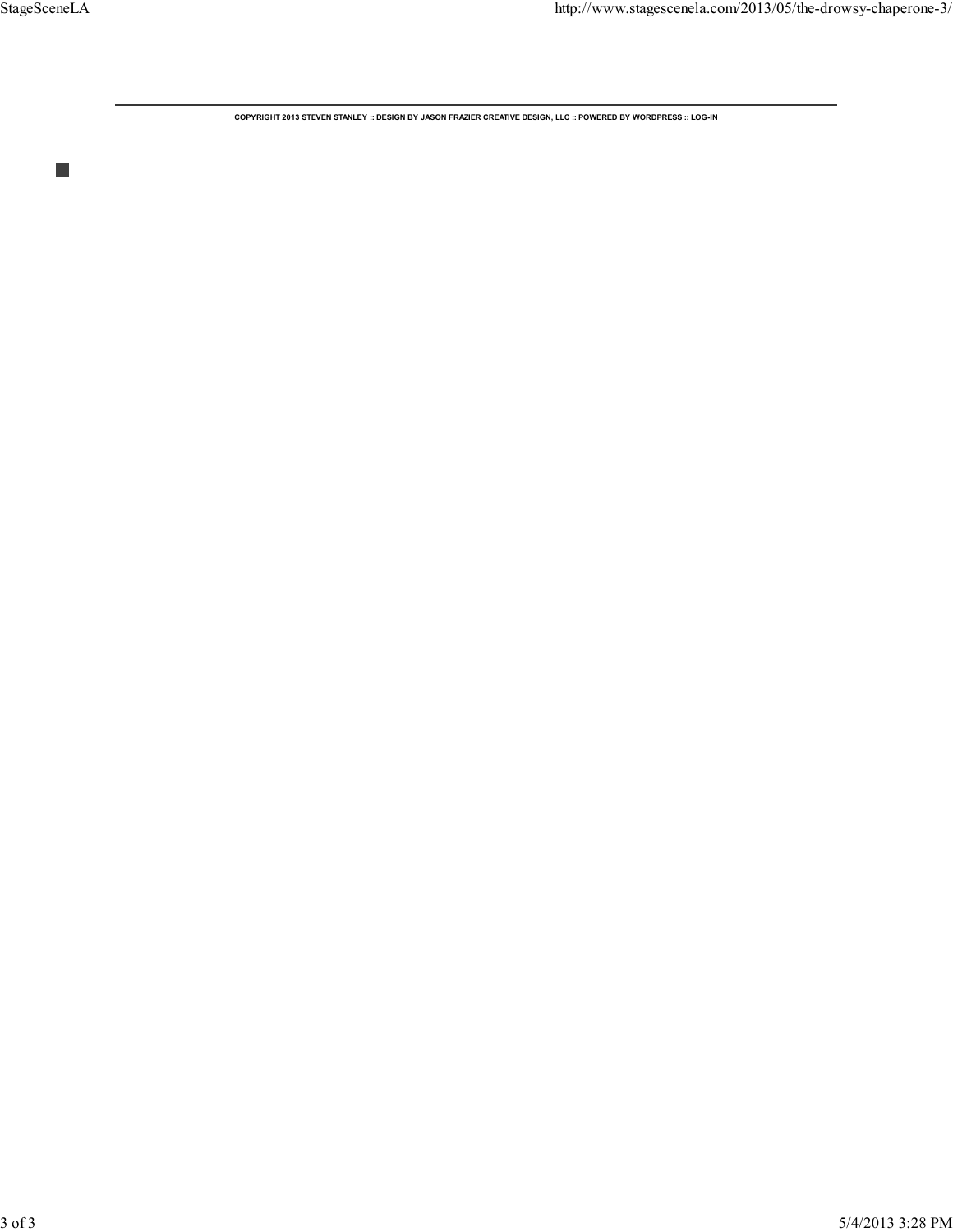COPYRIGHT 2013 STEVEN STANLEY :: DESIGN BY JASON FRAZIER CREATIVE DESIGN, LLC :: POWERED BY WORDPRESS :: LOG-IN